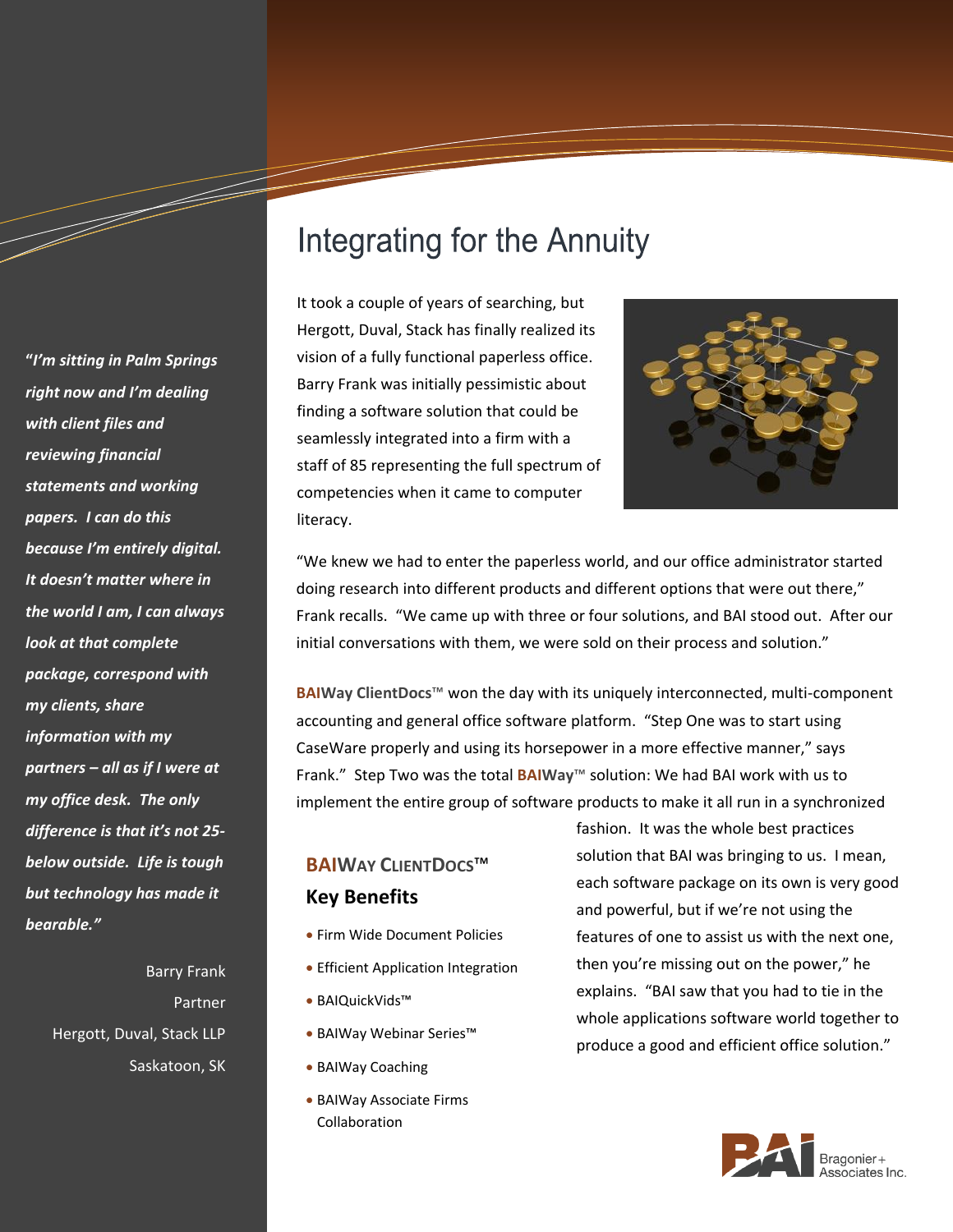# Integrating for the Annuity

It took a couple of years of searching, but Hergott, Duval, Stack has finally realized its vision of a fully functional paperless office. Barry Frank was initially pessimistic about finding a software solution that could be seamlessly integrated into a firm with a staff of 85 representing the full spectrum of competencies when it came to computer literacy.

"We knew we had to enter the paperless world, and our office administrator started doing research into different products and different options that were out there," Frank recalls. "We came up with three or four solutions, and BAI stood out. After our initial conversations with them, we were sold on their process and solution."

**BAIWay ClientDocs**™ won the day with its uniquely interconnected, multi-component accounting and general office software platform. "Step One was to start using CaseWare properly and using its horsepower in a more effective manner," says Frank." Step Two was the total **BAIWay**™ solution: We had BAI work with us to implement the entire group of software products to make it all run in a synchronized fashion. It was the whole best practices solution that BAI was bringing to us. I mean, each software package on its own is very good and powerful, but if we're not using the features of one to assist us with the next one, then you're missing out on the power," he explains. "BAI saw that you had to tie in the whole applications software world together to produce a good and efficient office solution."

## BAIWAY CLIENTDOCS™ Key Benefits

- Firm Wide Document Policies
- Efficient Application Integration
- BAIQuickVids™
- BAIWay Webinar Series™
- BAIWay Coaching
- BAIWay Associate Firms Collaboration

***"I'm sitting in Palm Springs right now and I'm dealing with client files and reviewing financial statements and working papers. I can do this because I'm entirely digital. It doesn't matter where in the world I am, I can always look at that complete package, correspond with my clients, share information with my partners – all as if I were at my office desk. The only difference is that it's not 25-below outside. Life is tough but technology has made it bearable."***

Barry Frank
Partner
Hergott, Duval, Stack LLP
Saskatoon, SK

BAI Bragonier + Associates Inc.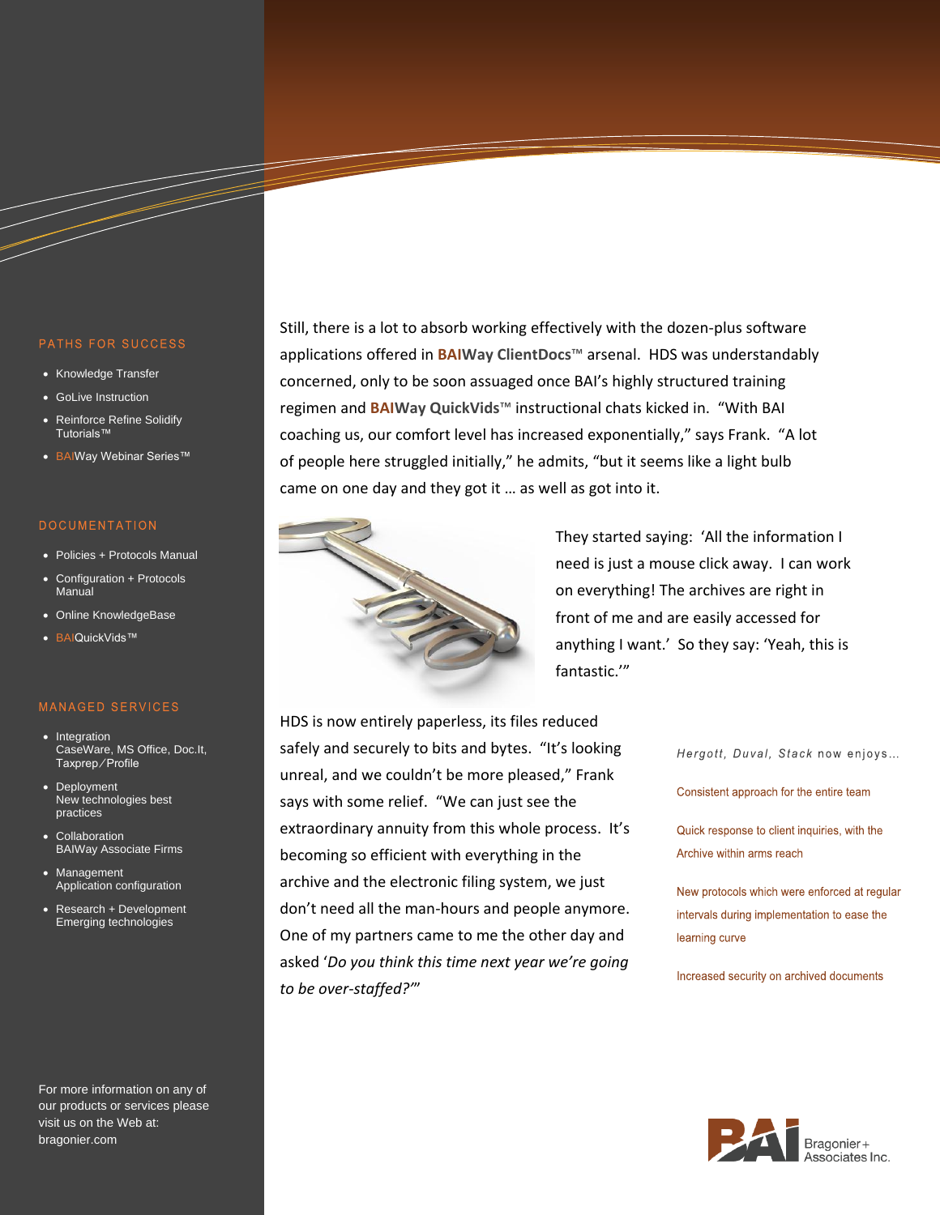## PATHS FOR SUCCESS

- Knowledge Transfer
- GoLive Instruction
- Reinforce Refine Solidify Tutorials™
- BAIWay Webinar Series™

## DOCUMENTATION

- Policies + Protocols Manual
- Configuration + Protocols Manual
- Online KnowledgeBase
- BAIQuickVids™

## MANAGED SERVICES

- Integration
  CaseWare, MS Office, Doc.It, Taxprep ⁄ Profile
- Deployment
  New technologies best practices
- Collaboration
  BAIWay Associate Firms
- Management
  Application configuration
- Research + Development
  Emerging technologies

For more information on any of our products or services please visit us on the Web at: bragonier.com

Still, there is a lot to absorb working effectively with the dozen-plus software applications offered in **BAIWay ClientDocs**™ arsenal. HDS was understandably concerned, only to be soon assuaged once BAI's highly structured training regimen and **BAIWay QuickVids**™ instructional chats kicked in. "With BAI coaching us, our comfort level has increased exponentially," says Frank. "A lot of people here struggled initially," he admits, "but it seems like a light bulb came on one day and they got it … as well as got into it.

They started saying: 'All the information I need is just a mouse click away. I can work on everything! The archives are right in front of me and are easily accessed for anything I want.' So they say: 'Yeah, this is fantastic.'"

HDS is now entirely paperless, its files reduced safely and securely to bits and bytes. "It's looking unreal, and we couldn't be more pleased," Frank says with some relief. "We can just see the extraordinary annuity from this whole process. It's becoming so efficient with everything in the archive and the electronic filing system, we just don't need all the man-hours and people anymore. One of my partners came to me the other day and asked '*Do you think this time next year we're going to be over-staffed?*'"

*Hergott, Duval, Stack* now enjoys…

Consistent approach for the entire team

Quick response to client inquiries, with the Archive within arms reach

New protocols which were enforced at regular intervals during implementation to ease the learning curve

Increased security on archived documents

Bragonier + Associates Inc.